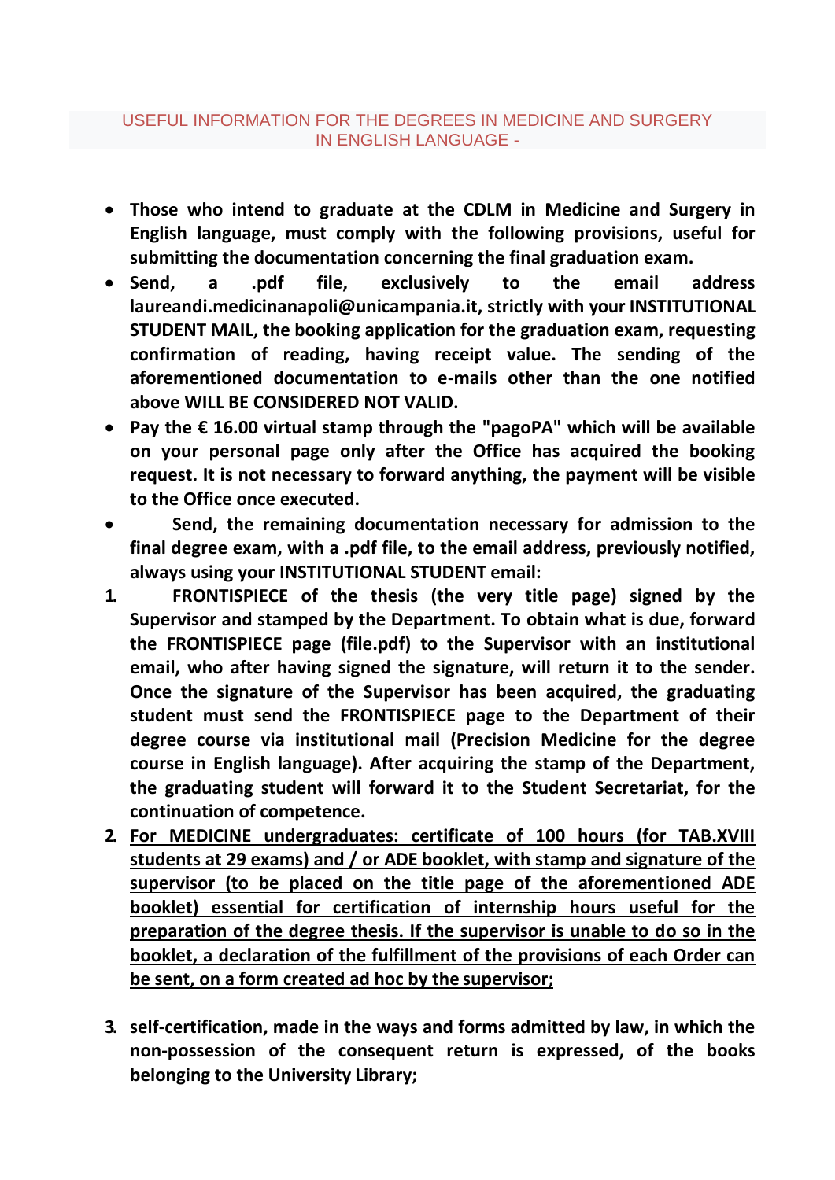USEFUL INFORMATION FOR THE DEGREES IN MEDICINE AND SURGERY IN ENGLISH LANGUAGE -

- **Those who intend to graduate at the CDLM in Medicine and Surgery in English language, must comply with the following provisions, useful for submitting the documentation concerning the final graduation exam.**
- **Send, a .pdf file, exclusively to the email address laureandi.medicinanapoli@unicampania.it, strictly with your INSTITUTIONAL STUDENT MAIL, the booking application for the graduation exam, requesting confirmation of reading, having receipt value. The sending of the aforementioned documentation to e-mails other than the one notified above WILL BE CONSIDERED NOT VALID.**
- **Pay the € 16.00 virtual stamp through the "pagoPA" which will be available on your personal page only after the Office has acquired the booking request. It is not necessary to forward anything, the payment will be visible to the Office once executed.**
- **Send, the remaining documentation necessary for admission to the final degree exam, with a .pdf file, to the email address, previously notified, always using your INSTITUTIONAL STUDENT email:**

1. **FRONTISPIECE of the thesis (the very title page) signed by the Supervisor and stamped by the Department. To obtain what is due, forward the FRONTISPIECE page (file.pdf) to the Supervisor with an institutional email, who after having signed the signature, will return it to the sender. Once the signature of the Supervisor has been acquired, the graduating student must send the FRONTISPIECE page to the Department of their degree course via institutional mail (Precision Medicine for the degree course in English language). After acquiring the stamp of the Department, the graduating student will forward it to the Student Secretariat, for the continuation of competence.**
2. <u>**For MEDICINE undergraduates: certificate of 100 hours (for TAB.XVIII students at 29 exams) and / or ADE booklet, with stamp and signature of the supervisor (to be placed on the title page of the aforementioned ADE booklet) essential for certification of internship hours useful for the preparation of the degree thesis. If the supervisor is unable to do so in the booklet, a declaration of the fulfillment of the provisions of each Order can be sent, on a form created ad hoc by the supervisor;**</u>

3. **self-certification, made in the ways and forms admitted by law, in which the non-possession of the consequent return is expressed, of the books belonging to the University Library;**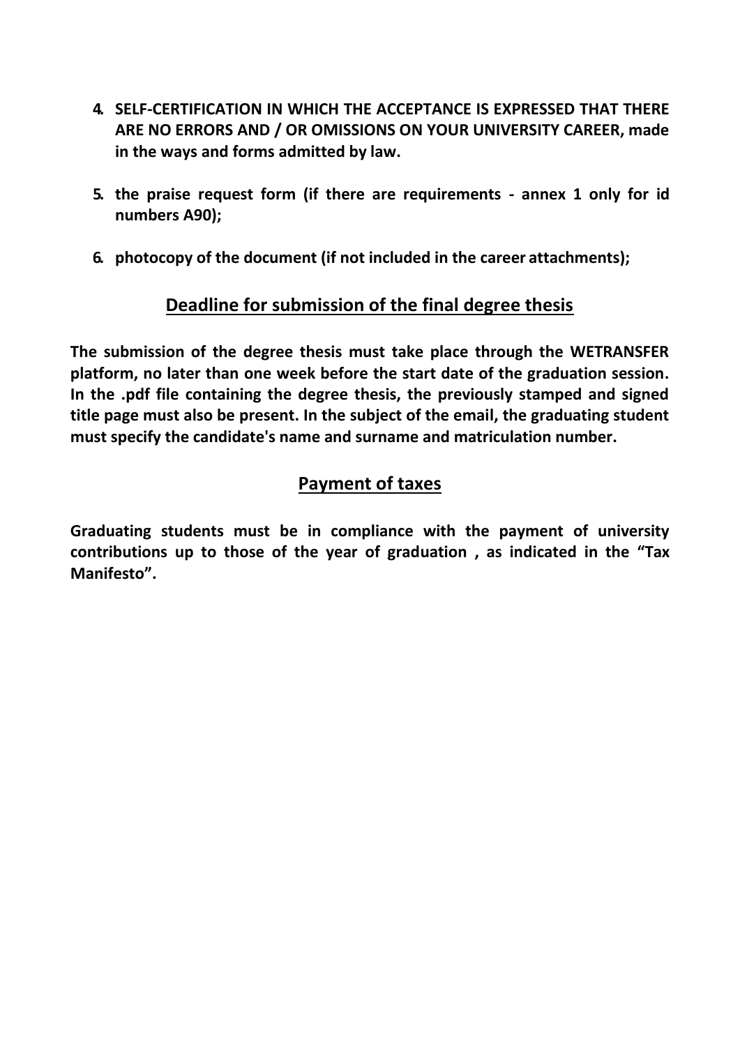4. **SELF-CERTIFICATION IN WHICH THE ACCEPTANCE IS EXPRESSED THAT THERE ARE NO ERRORS AND / OR OMISSIONS ON YOUR UNIVERSITY CAREER, made in the ways and forms admitted by law.**

5. **the praise request form (if there are requirements - annex 1 only for id numbers A90);**

6. **photocopy of the document (if not included in the career attachments);**

## Deadline for submission of the final degree thesis

**The submission of the degree thesis must take place through the WETRANSFER platform, no later than one week before the start date of the graduation session. In the .pdf file containing the degree thesis, the previously stamped and signed title page must also be present. In the subject of the email, the graduating student must specify the candidate's name and surname and matriculation number.**

## Payment of taxes

**Graduating students must be in compliance with the payment of university contributions up to those of the year of graduation , as indicated in the "Tax Manifesto".**